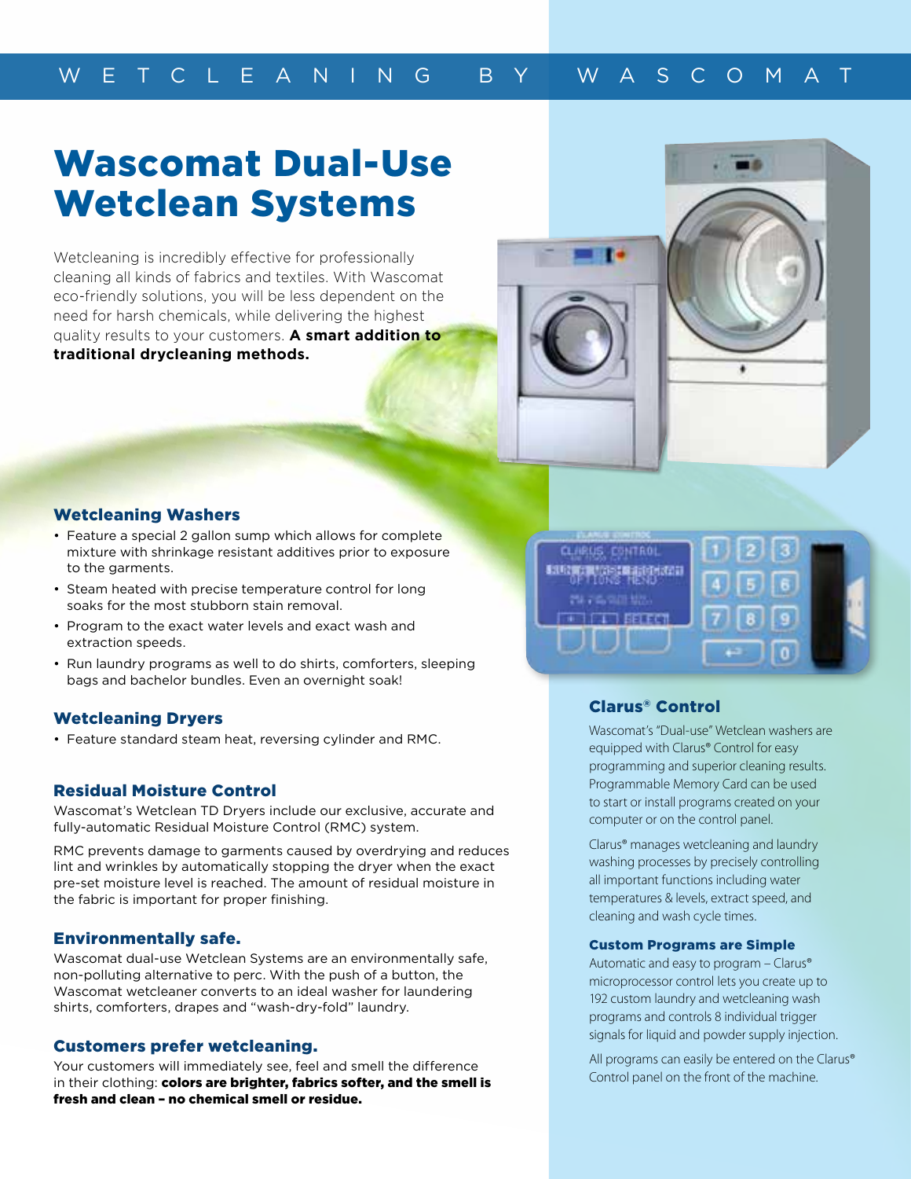WETCLEANING BY WASCOMAT

# Wascomat Dual-Use Wetclean Systems

Wetcleaning is incredibly effective for professionally cleaning all kinds of fabrics and textiles. With Wascomat eco-friendly solutions, you will be less dependent on the need for harsh chemicals, while delivering the highest quality results to your customers. **A smart addition to traditional drycleaning methods.**

### Wetcleaning Washers

- Feature a special 2 gallon sump which allows for complete mixture with shrinkage resistant additives prior to exposure to the garments.
- Steam heated with precise temperature control for long soaks for the most stubborn stain removal.
- Program to the exact water levels and exact wash and extraction speeds.
- Run laundry programs as well to do shirts, comforters, sleeping bags and bachelor bundles. Even an overnight soak!

### Wetcleaning Dryers

- Feature standard steam heat, reversing cylinder and RMC.

### Residual Moisture Control

Wascomat's Wetclean TD Dryers include our exclusive, accurate and fully-automatic Residual Moisture Control (RMC) system.

RMC prevents damage to garments caused by overdrying and reduces lint and wrinkles by automatically stopping the dryer when the exact pre-set moisture level is reached. The amount of residual moisture in the fabric is important for proper finishing.

### Environmentally safe.

Wascomat dual-use Wetclean Systems are an environmentally safe, non-polluting alternative to perc. With the push of a button, the Wascomat wetcleaner converts to an ideal washer for laundering shirts, comforters, drapes and "wash-dry-fold" laundry.

### Customers prefer wetcleaning.

Your customers will immediately see, feel and smell the difference in their clothing: **colors are brighter, fabrics softer, and the smell is fresh and clean – no chemical smell or residue.**

### Clarus® Control

Wascomat's "Dual-use" Wetclean washers are equipped with Clarus® Control for easy programming and superior cleaning results. Programmable Memory Card can be used to start or install programs created on your computer or on the control panel.

Clarus® manages wetcleaning and laundry washing processes by precisely controlling all important functions including water temperatures & levels, extract speed, and cleaning and wash cycle times.

#### Custom Programs are Simple

Automatic and easy to program – Clarus® microprocessor control lets you create up to 192 custom laundry and wetcleaning wash programs and controls 8 individual trigger signals for liquid and powder supply injection.

All programs can easily be entered on the Clarus® Control panel on the front of the machine.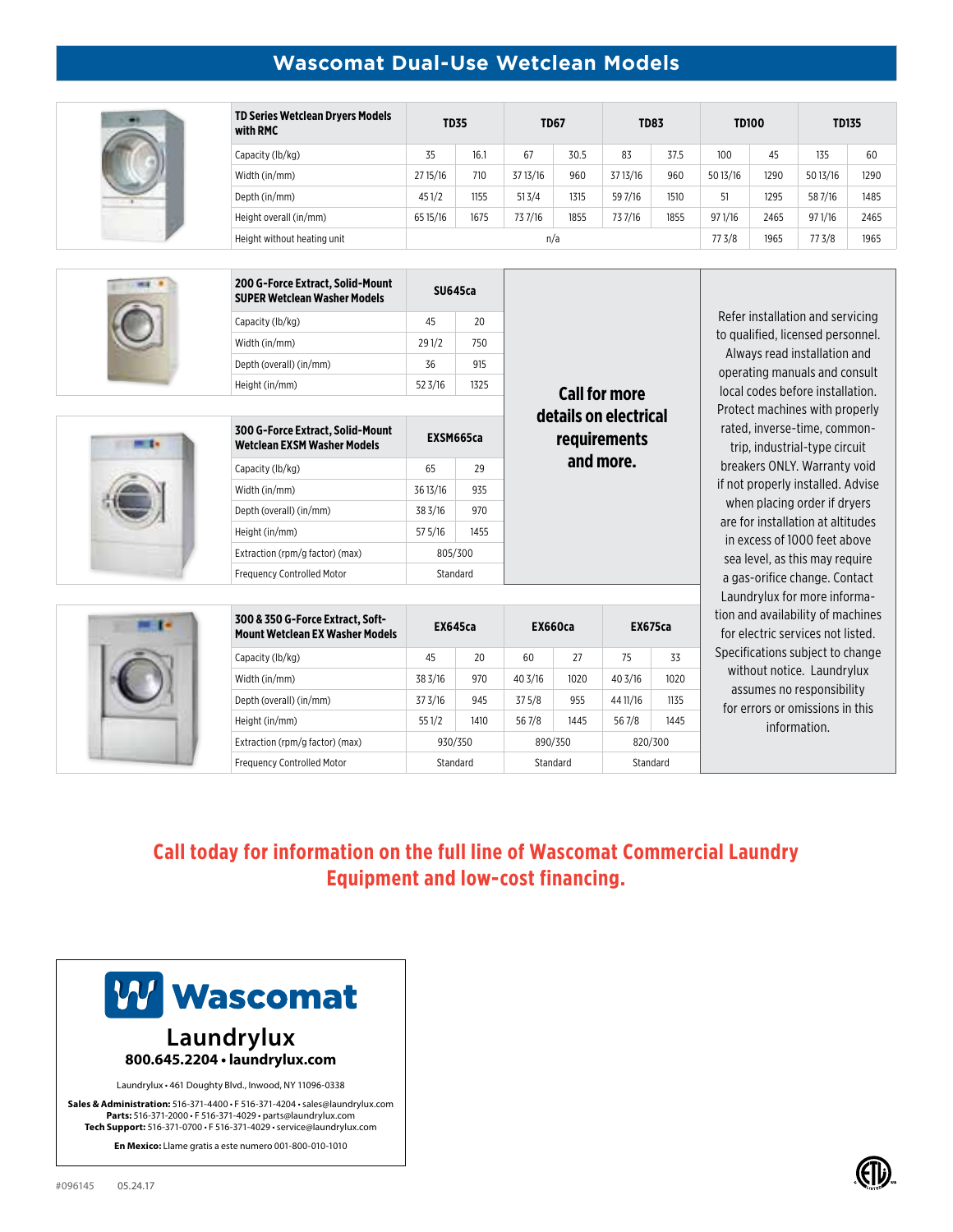## Wascomat Dual-Use Wetclean Models

| TD Series Wetclean Dryers Models with RMC | TD35 | | TD67 | | TD83 | | TD100 | | TD135 | |
|---|---|---|---|---|---|---|---|---|---|---|
| Capacity (lb/kg) | 35 | 16.1 | 67 | 30.5 | 83 | 37.5 | 100 | 45 | 135 | 60 |
| Width (in/mm) | 27 15/16 | 710 | 37 13/16 | 960 | 37 13/16 | 960 | 50 13/16 | 1290 | 50 13/16 | 1290 |
| Depth (in/mm) | 45 1/2 | 1155 | 51 3/4 | 1315 | 59 7/16 | 1510 | 51 | 1295 | 58 7/16 | 1485 |
| Height overall (in/mm) | 65 15/16 | 1675 | 73 7/16 | 1855 | 73 7/16 | 1855 | 97 1/16 | 2465 | 97 1/16 | 2465 |
| Height without heating unit | n/a | | | | | | 77 3/8 | 1965 | 77 3/8 | 1965 |

| 200 G-Force Extract, Solid-Mount SUPER Wetclean Washer Models | SU645ca | |
|---|---|---|
| Capacity (lb/kg) | 45 | 20 |
| Width (in/mm) | 29 1/2 | 750 |
| Depth (overall) (in/mm) | 36 | 915 |
| Height (in/mm) | 52 3/16 | 1325 |

| 300 G-Force Extract, Solid-Mount Wetclean EXSM Washer Models | EXSM665ca | |
|---|---|---|
| Capacity (lb/kg) | 65 | 29 |
| Width (in/mm) | 36 13/16 | 935 |
| Depth (overall) (in/mm) | 38 3/16 | 970 |
| Height (in/mm) | 57 5/16 | 1455 |
| Extraction (rpm/g factor) (max) | 805/300 | |
| Frequency Controlled Motor | Standard | |

**Call for more details on electrical requirements and more.**

| 300 & 350 G-Force Extract, Soft-Mount Wetclean EX Washer Models | EX645ca | | EX660ca | | EX675ca | |
|---|---|---|---|---|---|---|
| Capacity (lb/kg) | 45 | 20 | 60 | 27 | 75 | 33 |
| Width (in/mm) | 38 3/16 | 970 | 40 3/16 | 1020 | 40 3/16 | 1020 |
| Depth (overall) (in/mm) | 37 3/16 | 945 | 37 5/8 | 955 | 44 11/16 | 1135 |
| Height (in/mm) | 55 1/2 | 1410 | 56 7/8 | 1445 | 56 7/8 | 1445 |
| Extraction (rpm/g factor) (max) | 930/350 | | 890/350 | | 820/300 | |
| Frequency Controlled Motor | Standard | | Standard | | Standard | |

Refer installation and servicing to qualified, licensed personnel. Always read installation and operating manuals and consult local codes before installation. Protect machines with properly rated, inverse-time, common-trip, industrial-type circuit breakers ONLY. Warranty void if not properly installed. Advise when placing order if dryers are for installation at altitudes in excess of 1000 feet above sea level, as this may require a gas-orifice change. Contact Laundrylux for more information and availability of machines for electric services not listed. Specifications subject to change without notice. Laundrylux assumes no responsibility for errors or omissions in this information.

**Call today for information on the full line of Wascomat Commercial Laundry Equipment and low-cost financing.**

**Wascomat**

**Laundrylux**

**800.645.2204 • laundrylux.com**

Laundrylux • 461 Doughty Blvd., Inwood, NY 11096-0338

**Sales & Administration:** 516-371-4400 • F 516-371-4204 • sales@laundrylux.com
**Parts:** 516-371-2000 • F 516-371-4029 • parts@laundrylux.com
**Tech Support:** 516-371-0700 • F 516-371-4029 • service@laundrylux.com

**En Mexico:** Llame gratis a este numero 001-800-010-1010

#096145 05.24.17